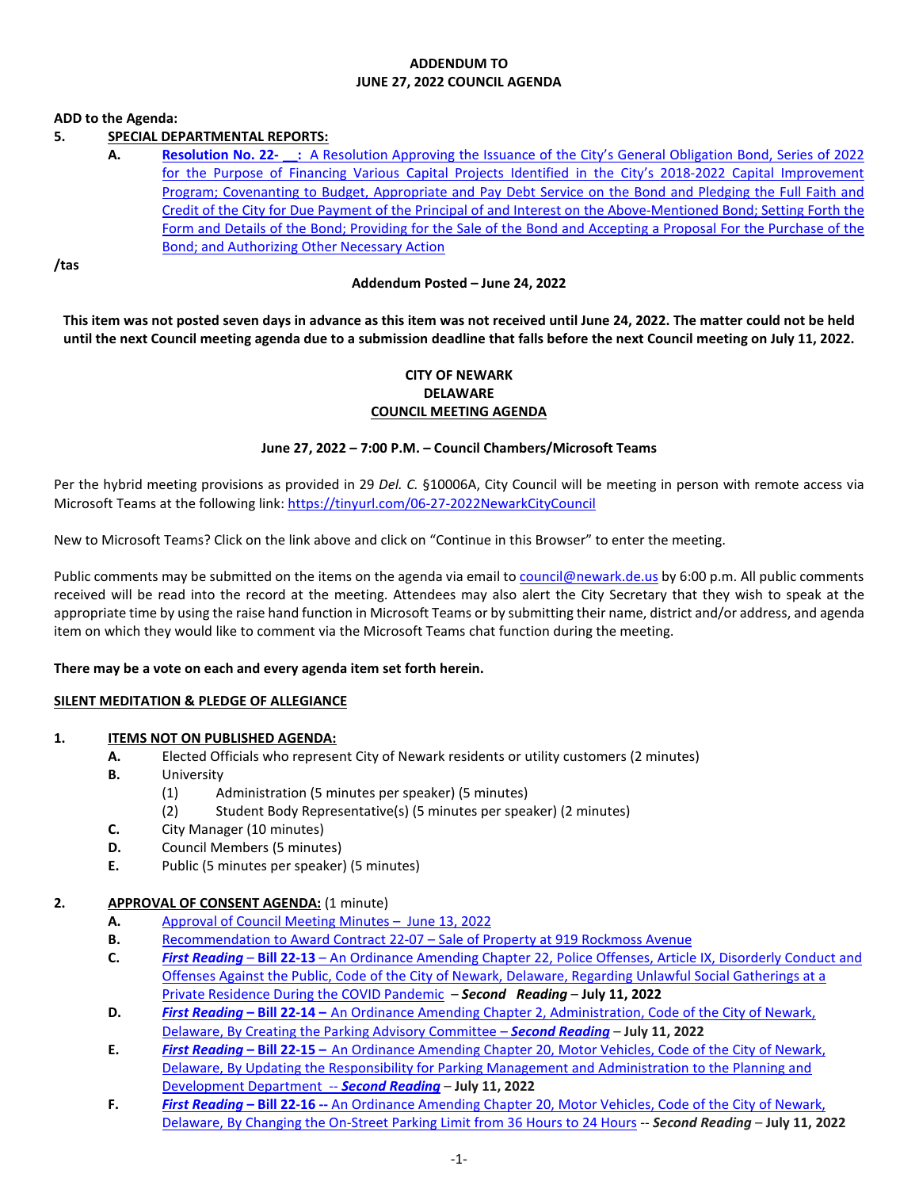**ADDENDUM TO**
**JUNE 27, 2022 COUNCIL AGENDA**

**ADD to the Agenda:**

**5. SPECIAL DEPARTMENTAL REPORTS:**

- **A.** **Resolution No. 22- __:** A Resolution Approving the Issuance of the City's General Obligation Bond, Series of 2022 for the Purpose of Financing Various Capital Projects Identified in the City's 2018-2022 Capital Improvement Program; Covenanting to Budget, Appropriate and Pay Debt Service on the Bond and Pledging the Full Faith and Credit of the City for Due Payment of the Principal of and Interest on the Above-Mentioned Bond; Setting Forth the Form and Details of the Bond; Providing for the Sale of the Bond and Accepting a Proposal For the Purchase of the Bond; and Authorizing Other Necessary Action

**/tas**

**Addendum Posted – June 24, 2022**

**This item was not posted seven days in advance as this item was not received until June 24, 2022. The matter could not be held until the next Council meeting agenda due to a submission deadline that falls before the next Council meeting on July 11, 2022.**

# CITY OF NEWARK
# DELAWARE
# COUNCIL MEETING AGENDA

**June 27, 2022 – 7:00 P.M. – Council Chambers/Microsoft Teams**

Per the hybrid meeting provisions as provided in 29 *Del. C.* §10006A, City Council will be meeting in person with remote access via Microsoft Teams at the following link: https://tinyurl.com/06-27-2022NewarkCityCouncil

New to Microsoft Teams? Click on the link above and click on "Continue in this Browser" to enter the meeting.

Public comments may be submitted on the items on the agenda via email to council@newark.de.us by 6:00 p.m. All public comments received will be read into the record at the meeting. Attendees may also alert the City Secretary that they wish to speak at the appropriate time by using the raise hand function in Microsoft Teams or by submitting their name, district and/or address, and agenda item on which they would like to comment via the Microsoft Teams chat function during the meeting.

**There may be a vote on each and every agenda item set forth herein.**

**SILENT MEDITATION & PLEDGE OF ALLEGIANCE**

**1. ITEMS NOT ON PUBLISHED AGENDA:**

- **A.** Elected Officials who represent City of Newark residents or utility customers (2 minutes)
- **B.** University
  - (1) Administration (5 minutes per speaker) (5 minutes)
  - (2) Student Body Representative(s) (5 minutes per speaker) (2 minutes)
- **C.** City Manager (10 minutes)
- **D.** Council Members (5 minutes)
- **E.** Public (5 minutes per speaker) (5 minutes)

**2. APPROVAL OF CONSENT AGENDA:** (1 minute)

- **A.** Approval of Council Meeting Minutes – June 13, 2022
- **B.** Recommendation to Award Contract 22-07 – Sale of Property at 919 Rockmoss Avenue
- **C.** ***First Reading*** **– Bill 22-13** – An Ordinance Amending Chapter 22, Police Offenses, Article IX, Disorderly Conduct and Offenses Against the Public, Code of the City of Newark, Delaware, Regarding Unlawful Social Gatherings at a Private Residence During the COVID Pandemic – ***Second Reading*** – **July 11, 2022**
- **D.** ***First Reading*** **– Bill 22-14 –** An Ordinance Amending Chapter 2, Administration, Code of the City of Newark, Delaware, By Creating the Parking Advisory Committee – ***Second Reading*** – **July 11, 2022**
- **E.** ***First Reading*** **– Bill 22-15 –** An Ordinance Amending Chapter 20, Motor Vehicles, Code of the City of Newark, Delaware, By Updating the Responsibility for Parking Management and Administration to the Planning and Development Department -- ***Second Reading*** – **July 11, 2022**
- **F.** ***First Reading*** **– Bill 22-16 --** An Ordinance Amending Chapter 20, Motor Vehicles, Code of the City of Newark, Delaware, By Changing the On-Street Parking Limit from 36 Hours to 24 Hours -- ***Second Reading*** – **July 11, 2022**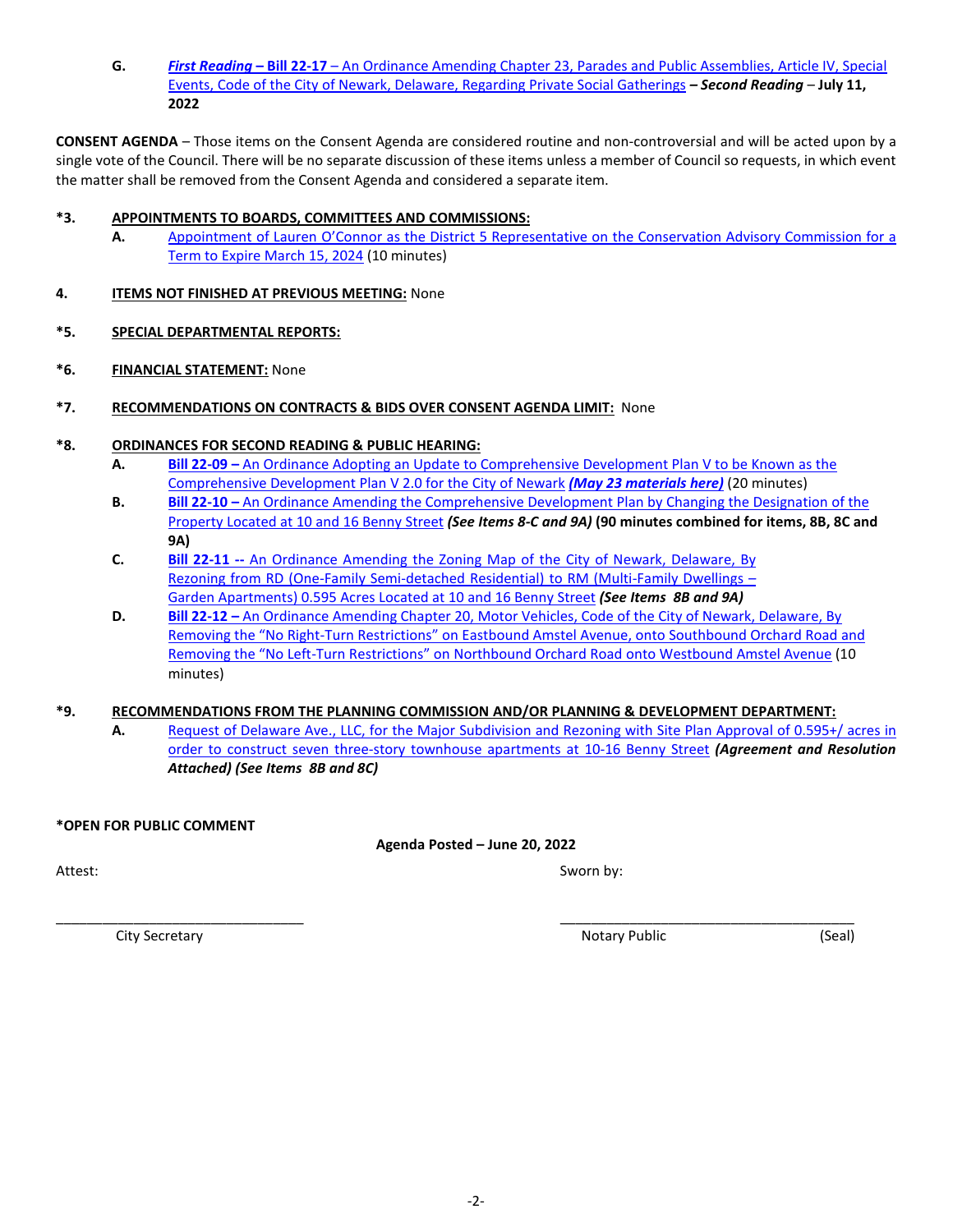G. ***First Reading* – Bill 22-17** – An Ordinance Amending Chapter 23, Parades and Public Assemblies, Article IV, Special Events, Code of the City of Newark, Delaware, Regarding Private Social Gatherings **– *Second Reading* – July 11, 2022**

**CONSENT AGENDA** – Those items on the Consent Agenda are considered routine and non-controversial and will be acted upon by a single vote of the Council. There will be no separate discussion of these items unless a member of Council so requests, in which event the matter shall be removed from the Consent Agenda and considered a separate item.

**\*3. APPOINTMENTS TO BOARDS, COMMITTEES AND COMMISSIONS:**

A. Appointment of Lauren O'Connor as the District 5 Representative on the Conservation Advisory Commission for a Term to Expire March 15, 2024 (10 minutes)

**4. ITEMS NOT FINISHED AT PREVIOUS MEETING:** None

**\*5. SPECIAL DEPARTMENTAL REPORTS:**

**\*6. FINANCIAL STATEMENT:** None

**\*7. RECOMMENDATIONS ON CONTRACTS & BIDS OVER CONSENT AGENDA LIMIT:** None

**\*8. ORDINANCES FOR SECOND READING & PUBLIC HEARING:**

A. **Bill 22-09 –** An Ordinance Adopting an Update to Comprehensive Development Plan V to be Known as the Comprehensive Development Plan V 2.0 for the City of Newark ***(May 23 materials here)*** (20 minutes)

B. **Bill 22-10 –** An Ordinance Amending the Comprehensive Development Plan by Changing the Designation of the Property Located at 10 and 16 Benny Street ***(See Items 8-C and 9A)*** **(90 minutes combined for items, 8B, 8C and 9A)**

C. **Bill 22-11 --** An Ordinance Amending the Zoning Map of the City of Newark, Delaware, By Rezoning from RD (One-Family Semi-detached Residential) to RM (Multi-Family Dwellings – Garden Apartments) 0.595 Acres Located at 10 and 16 Benny Street ***(See Items 8B and 9A)***

D. **Bill 22-12 –** An Ordinance Amending Chapter 20, Motor Vehicles, Code of the City of Newark, Delaware, By Removing the "No Right-Turn Restrictions" on Eastbound Amstel Avenue, onto Southbound Orchard Road and Removing the "No Left-Turn Restrictions" on Northbound Orchard Road onto Westbound Amstel Avenue (10 minutes)

**\*9. RECOMMENDATIONS FROM THE PLANNING COMMISSION AND/OR PLANNING & DEVELOPMENT DEPARTMENT:**

A. Request of Delaware Ave., LLC, for the Major Subdivision and Rezoning with Site Plan Approval of 0.595+/ acres in order to construct seven three-story townhouse apartments at 10-16 Benny Street ***(Agreement and Resolution Attached) (See Items 8B and 8C)***

**\*OPEN FOR PUBLIC COMMENT**

**Agenda Posted – June 20, 2022**

Attest: Sworn by:

\_\_\_\_\_\_\_\_\_\_\_\_\_\_\_\_\_\_\_\_\_\_\_\_\_\_\_\_\_\_\_\_ \_\_\_\_\_\_\_\_\_\_\_\_\_\_\_\_\_\_\_\_\_\_\_\_\_\_\_\_\_\_\_\_\_\_\_\_\_\_

City Secretary Notary Public (Seal)